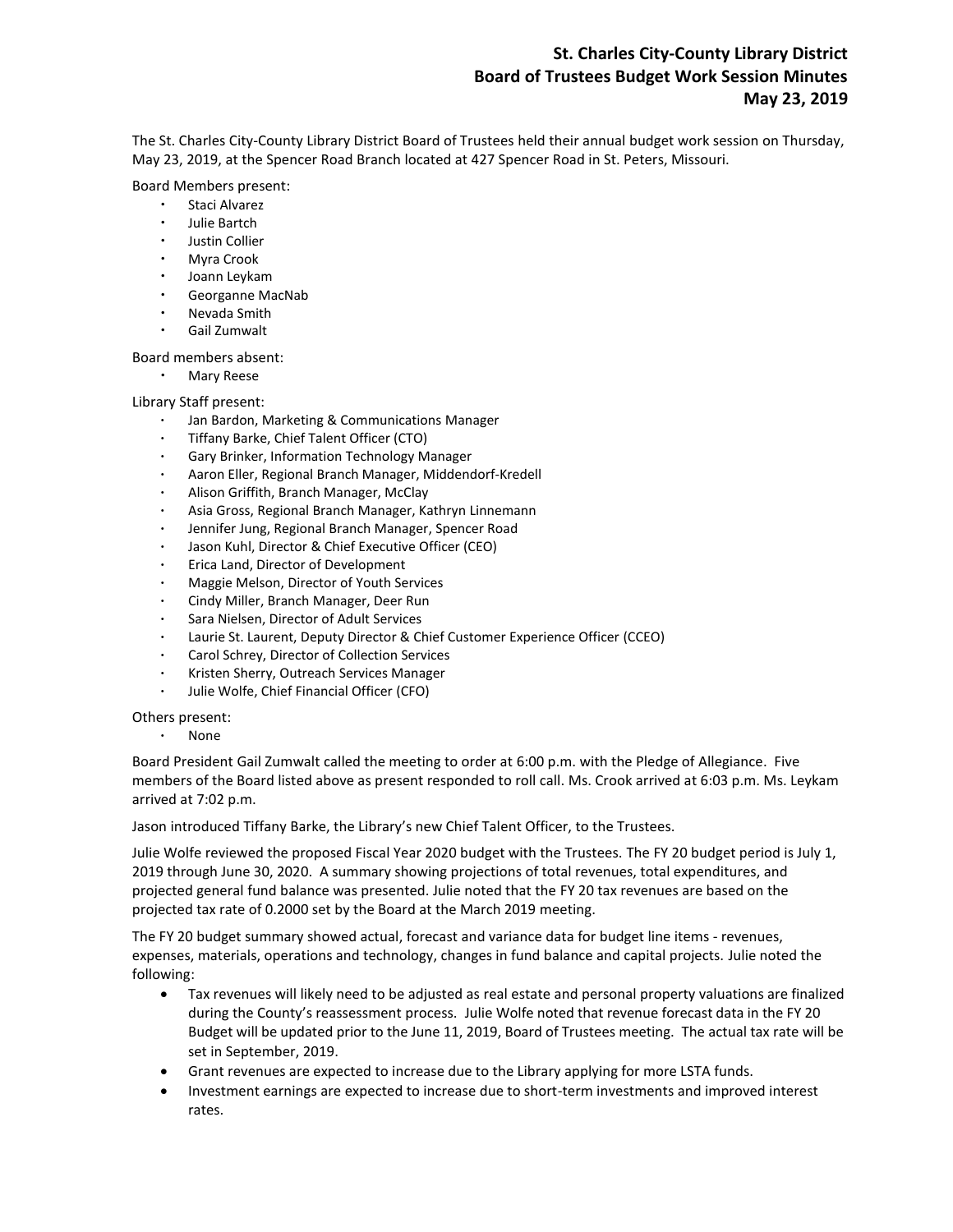# St. Charles City-County Library District
# Board of Trustees Budget Work Session Minutes
# May 23, 2019

The St. Charles City-County Library District Board of Trustees held their annual budget work session on Thursday, May 23, 2019, at the Spencer Road Branch located at 427 Spencer Road in St. Peters, Missouri.

Board Members present:

- Staci Alvarez
- Julie Bartch
- Justin Collier
- Myra Crook
- Joann Leykam
- Georganne MacNab
- Nevada Smith
- Gail Zumwalt

Board members absent:

- Mary Reese

Library Staff present:

- Jan Bardon, Marketing & Communications Manager
- Tiffany Barke, Chief Talent Officer (CTO)
- Gary Brinker, Information Technology Manager
- Aaron Eller, Regional Branch Manager, Middendorf-Kredell
- Alison Griffith, Branch Manager, McClay
- Asia Gross, Regional Branch Manager, Kathryn Linnemann
- Jennifer Jung, Regional Branch Manager, Spencer Road
- Jason Kuhl, Director & Chief Executive Officer (CEO)
- Erica Land, Director of Development
- Maggie Melson, Director of Youth Services
- Cindy Miller, Branch Manager, Deer Run
- Sara Nielsen, Director of Adult Services
- Laurie St. Laurent, Deputy Director & Chief Customer Experience Officer (CCEO)
- Carol Schrey, Director of Collection Services
- Kristen Sherry, Outreach Services Manager
- Julie Wolfe, Chief Financial Officer (CFO)

Others present:

- None

Board President Gail Zumwalt called the meeting to order at 6:00 p.m. with the Pledge of Allegiance. Five members of the Board listed above as present responded to roll call. Ms. Crook arrived at 6:03 p.m. Ms. Leykam arrived at 7:02 p.m.

Jason introduced Tiffany Barke, the Library's new Chief Talent Officer, to the Trustees.

Julie Wolfe reviewed the proposed Fiscal Year 2020 budget with the Trustees. The FY 20 budget period is July 1, 2019 through June 30, 2020. A summary showing projections of total revenues, total expenditures, and projected general fund balance was presented. Julie noted that the FY 20 tax revenues are based on the projected tax rate of 0.2000 set by the Board at the March 2019 meeting.

The FY 20 budget summary showed actual, forecast and variance data for budget line items - revenues, expenses, materials, operations and technology, changes in fund balance and capital projects. Julie noted the following:

- Tax revenues will likely need to be adjusted as real estate and personal property valuations are finalized during the County's reassessment process. Julie Wolfe noted that revenue forecast data in the FY 20 Budget will be updated prior to the June 11, 2019, Board of Trustees meeting. The actual tax rate will be set in September, 2019.
- Grant revenues are expected to increase due to the Library applying for more LSTA funds.
- Investment earnings are expected to increase due to short-term investments and improved interest rates.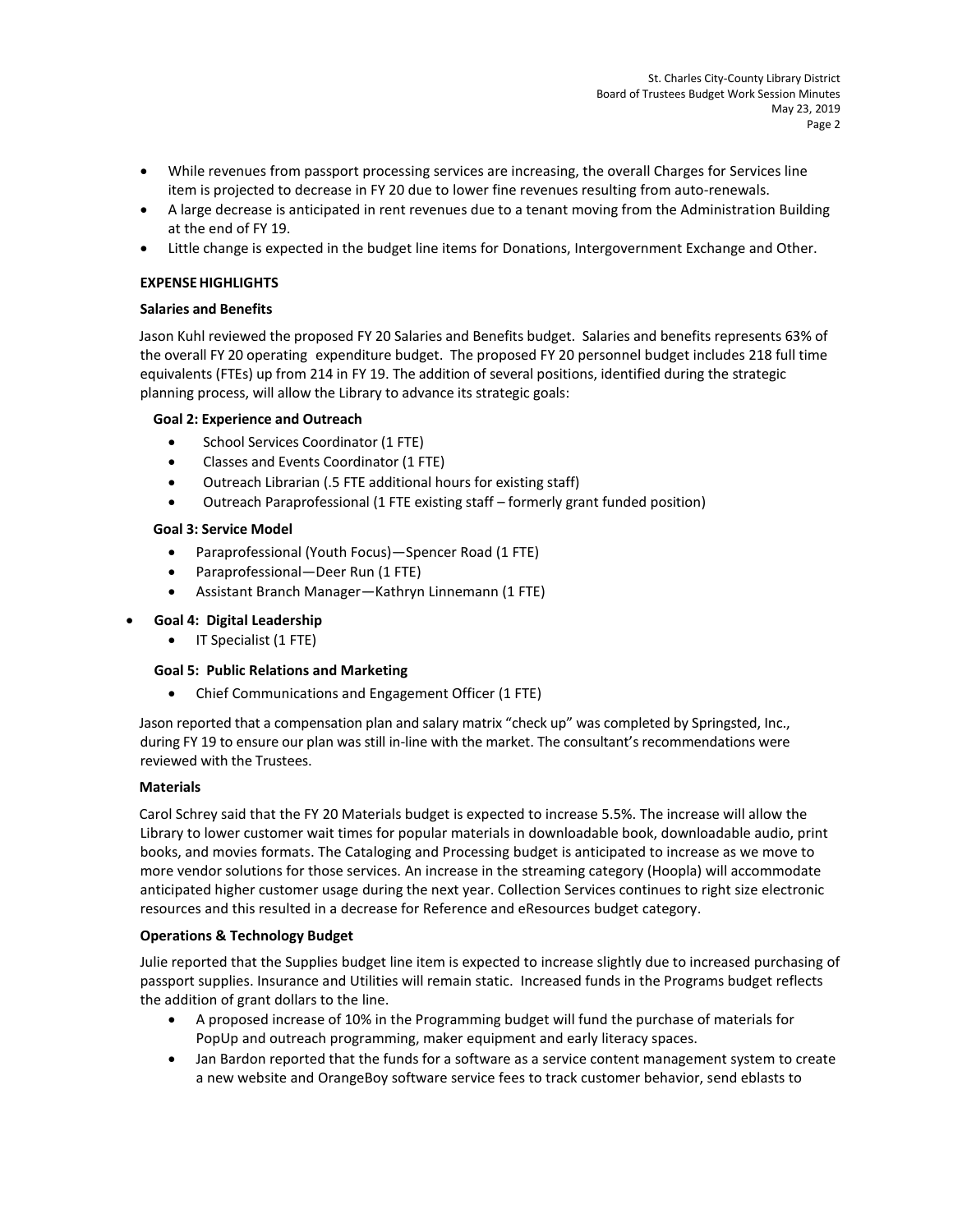- While revenues from passport processing services are increasing, the overall Charges for Services line item is projected to decrease in FY 20 due to lower fine revenues resulting from auto-renewals.
- A large decrease is anticipated in rent revenues due to a tenant moving from the Administration Building at the end of FY 19.
- Little change is expected in the budget line items for Donations, Intergovernment Exchange and Other.

**EXPENSE HIGHLIGHTS**

**Salaries and Benefits**

Jason Kuhl reviewed the proposed FY 20 Salaries and Benefits budget. Salaries and benefits represents 63% of the overall FY 20 operating expenditure budget. The proposed FY 20 personnel budget includes 218 full time equivalents (FTEs) up from 214 in FY 19. The addition of several positions, identified during the strategic planning process, will allow the Library to advance its strategic goals:

**Goal 2: Experience and Outreach**

- School Services Coordinator (1 FTE)
- Classes and Events Coordinator (1 FTE)
- Outreach Librarian (.5 FTE additional hours for existing staff)
- Outreach Paraprofessional (1 FTE existing staff – formerly grant funded position)

**Goal 3: Service Model**

- Paraprofessional (Youth Focus)—Spencer Road (1 FTE)
- Paraprofessional—Deer Run (1 FTE)
- Assistant Branch Manager—Kathryn Linnemann (1 FTE)

**Goal 4: Digital Leadership**

- IT Specialist (1 FTE)

**Goal 5: Public Relations and Marketing**

- Chief Communications and Engagement Officer (1 FTE)

Jason reported that a compensation plan and salary matrix "check up" was completed by Springsted, Inc., during FY 19 to ensure our plan was still in-line with the market. The consultant's recommendations were reviewed with the Trustees.

**Materials**

Carol Schrey said that the FY 20 Materials budget is expected to increase 5.5%. The increase will allow the Library to lower customer wait times for popular materials in downloadable book, downloadable audio, print books, and movies formats. The Cataloging and Processing budget is anticipated to increase as we move to more vendor solutions for those services. An increase in the streaming category (Hoopla) will accommodate anticipated higher customer usage during the next year. Collection Services continues to right size electronic resources and this resulted in a decrease for Reference and eResources budget category.

**Operations & Technology Budget**

Julie reported that the Supplies budget line item is expected to increase slightly due to increased purchasing of passport supplies. Insurance and Utilities will remain static. Increased funds in the Programs budget reflects the addition of grant dollars to the line.

- A proposed increase of 10% in the Programming budget will fund the purchase of materials for PopUp and outreach programming, maker equipment and early literacy spaces.
- Jan Bardon reported that the funds for a software as a service content management system to create a new website and OrangeBoy software service fees to track customer behavior, send eblasts to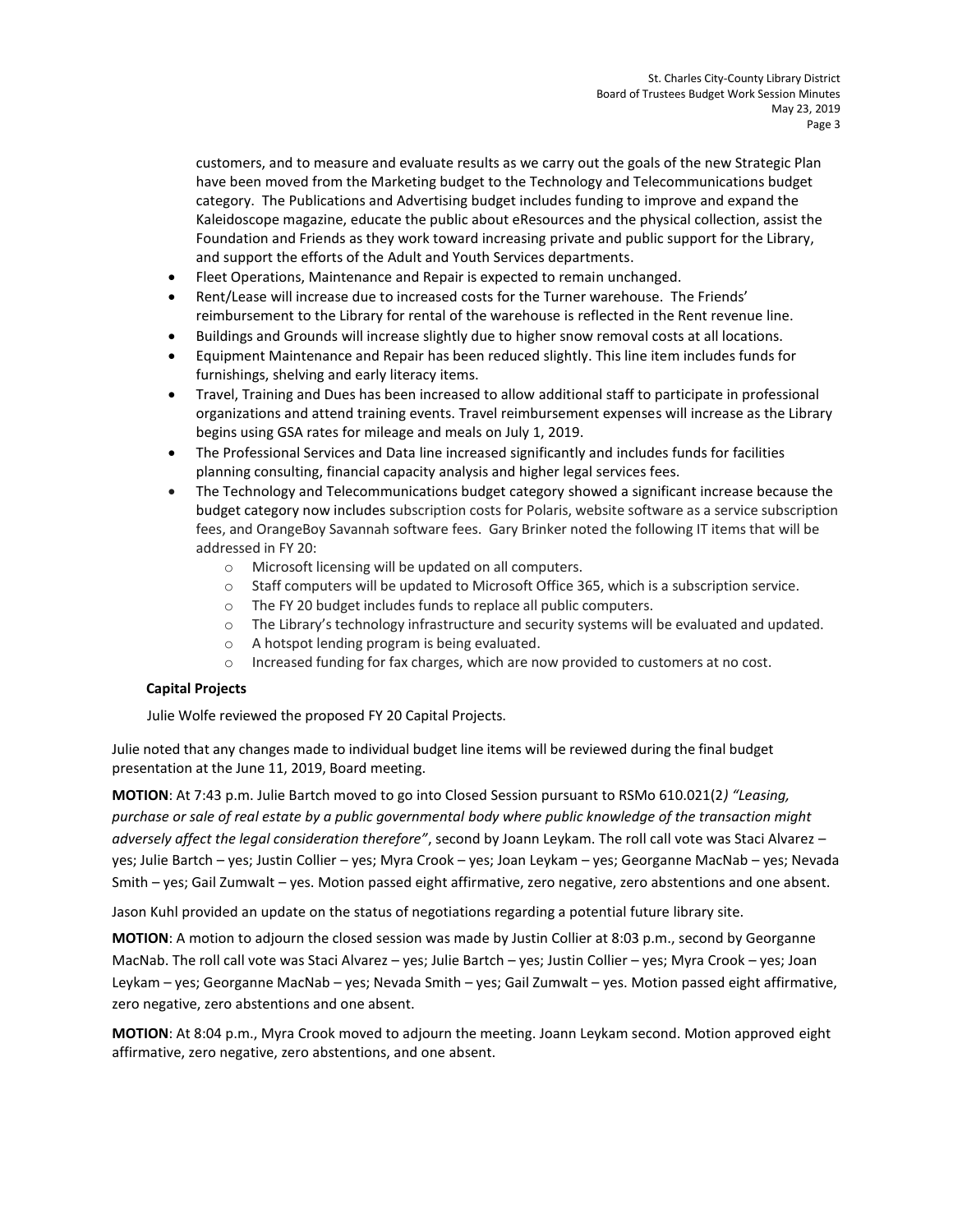customers, and to measure and evaluate results as we carry out the goals of the new Strategic Plan have been moved from the Marketing budget to the Technology and Telecommunications budget category. The Publications and Advertising budget includes funding to improve and expand the Kaleidoscope magazine, educate the public about eResources and the physical collection, assist the Foundation and Friends as they work toward increasing private and public support for the Library, and support the efforts of the Adult and Youth Services departments.

- Fleet Operations, Maintenance and Repair is expected to remain unchanged.
- Rent/Lease will increase due to increased costs for the Turner warehouse. The Friends' reimbursement to the Library for rental of the warehouse is reflected in the Rent revenue line.
- Buildings and Grounds will increase slightly due to higher snow removal costs at all locations.
- Equipment Maintenance and Repair has been reduced slightly. This line item includes funds for furnishings, shelving and early literacy items.
- Travel, Training and Dues has been increased to allow additional staff to participate in professional organizations and attend training events. Travel reimbursement expenses will increase as the Library begins using GSA rates for mileage and meals on July 1, 2019.
- The Professional Services and Data line increased significantly and includes funds for facilities planning consulting, financial capacity analysis and higher legal services fees.
- The Technology and Telecommunications budget category showed a significant increase because the budget category now includes subscription costs for Polaris, website software as a service subscription fees, and OrangeBoy Savannah software fees. Gary Brinker noted the following IT items that will be addressed in FY 20:
    - Microsoft licensing will be updated on all computers.
    - Staff computers will be updated to Microsoft Office 365, which is a subscription service.
    - The FY 20 budget includes funds to replace all public computers.
    - The Library's technology infrastructure and security systems will be evaluated and updated.
    - A hotspot lending program is being evaluated.
    - Increased funding for fax charges, which are now provided to customers at no cost.

**Capital Projects**

Julie Wolfe reviewed the proposed FY 20 Capital Projects.

Julie noted that any changes made to individual budget line items will be reviewed during the final budget presentation at the June 11, 2019, Board meeting.

**MOTION**: At 7:43 p.m. Julie Bartch moved to go into Closed Session pursuant to RSMo 610.021(2*) "Leasing, purchase or sale of real estate by a public governmental body where public knowledge of the transaction might adversely affect the legal consideration therefore"*, second by Joann Leykam. The roll call vote was Staci Alvarez – yes; Julie Bartch – yes; Justin Collier – yes; Myra Crook – yes; Joan Leykam – yes; Georganne MacNab – yes; Nevada Smith – yes; Gail Zumwalt – yes. Motion passed eight affirmative, zero negative, zero abstentions and one absent.

Jason Kuhl provided an update on the status of negotiations regarding a potential future library site.

**MOTION**: A motion to adjourn the closed session was made by Justin Collier at 8:03 p.m., second by Georganne MacNab. The roll call vote was Staci Alvarez – yes; Julie Bartch – yes; Justin Collier – yes; Myra Crook – yes; Joan Leykam – yes; Georganne MacNab – yes; Nevada Smith – yes; Gail Zumwalt – yes. Motion passed eight affirmative, zero negative, zero abstentions and one absent.

**MOTION**: At 8:04 p.m., Myra Crook moved to adjourn the meeting. Joann Leykam second. Motion approved eight affirmative, zero negative, zero abstentions, and one absent.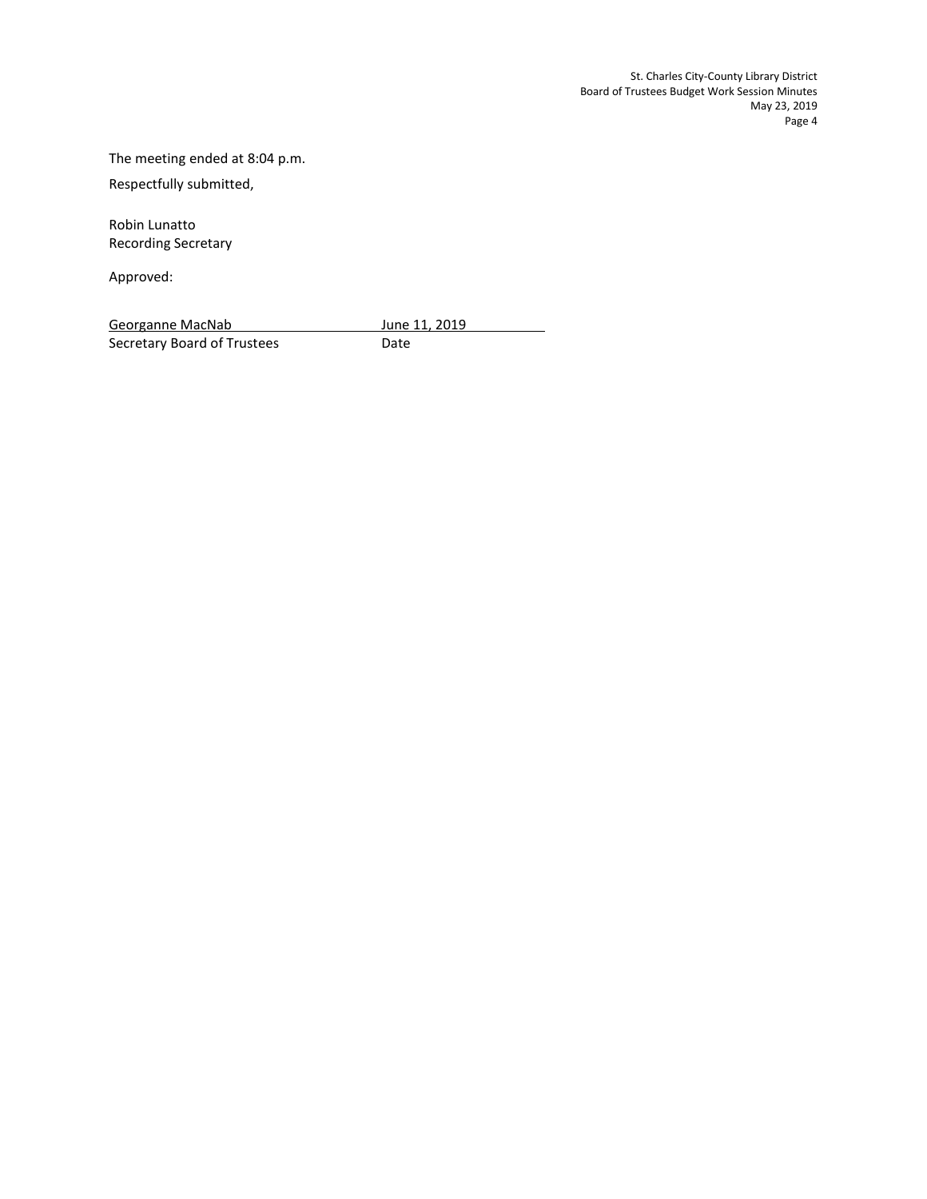The meeting ended at 8:04 p.m.

Respectfully submitted,

Robin Lunatto
Recording Secretary

Approved:

| | |
|---|---|
| Georganne MacNab | June 11, 2019 |
| Secretary Board of Trustees | Date |